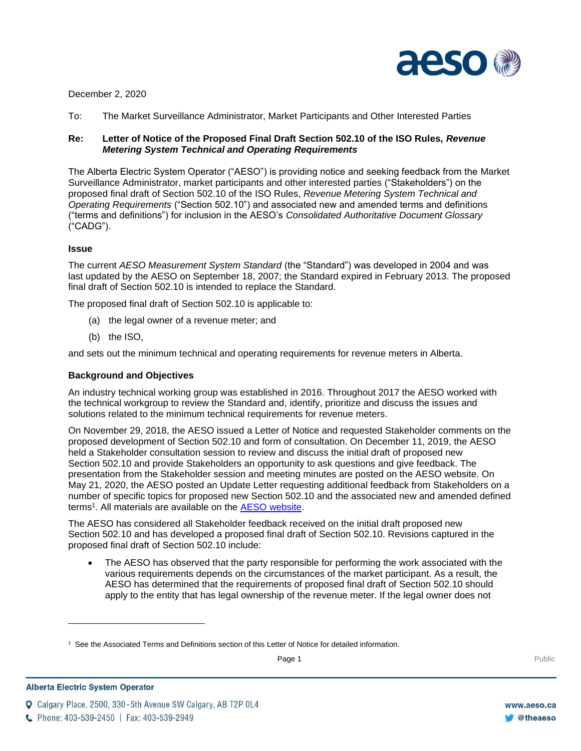December 2, 2020

To: The Market Surveillance Administrator, Market Participants and Other Interested Parties

**Re: Letter of Notice of the Proposed Final Draft Section 502.10 of the ISO Rules, *Revenue Metering System Technical and Operating Requirements***

The Alberta Electric System Operator ("AESO") is providing notice and seeking feedback from the Market Surveillance Administrator, market participants and other interested parties ("Stakeholders") on the proposed final draft of Section 502.10 of the ISO Rules, *Revenue Metering System Technical and Operating Requirements* ("Section 502.10") and associated new and amended terms and definitions ("terms and definitions") for inclusion in the AESO's *Consolidated Authoritative Document Glossary* ("CADG").

**Issue**

The current *AESO Measurement System Standard* (the "Standard") was developed in 2004 and was last updated by the AESO on September 18, 2007; the Standard expired in February 2013. The proposed final draft of Section 502.10 is intended to replace the Standard.

The proposed final draft of Section 502.10 is applicable to:

(a) the legal owner of a revenue meter; and

(b) the ISO,

and sets out the minimum technical and operating requirements for revenue meters in Alberta.

**Background and Objectives**

An industry technical working group was established in 2016. Throughout 2017 the AESO worked with the technical workgroup to review the Standard and, identify, prioritize and discuss the issues and solutions related to the minimum technical requirements for revenue meters.

On November 29, 2018, the AESO issued a Letter of Notice and requested Stakeholder comments on the proposed development of Section 502.10 and form of consultation. On December 11, 2019, the AESO held a Stakeholder consultation session to review and discuss the initial draft of proposed new Section 502.10 and provide Stakeholders an opportunity to ask questions and give feedback. The presentation from the Stakeholder session and meeting minutes are posted on the AESO website. On May 21, 2020, the AESO posted an Update Letter requesting additional feedback from Stakeholders on a number of specific topics for proposed new Section 502.10 and the associated new and amended defined terms[1]. All materials are available on the [AESO website](AESO website).

The AESO has considered all Stakeholder feedback received on the initial draft proposed new Section 502.10 and has developed a proposed final draft of Section 502.10. Revisions captured in the proposed final draft of Section 502.10 include:

- The AESO has observed that the party responsible for performing the work associated with the various requirements depends on the circumstances of the market participant. As a result, the AESO has determined that the requirements of proposed final draft of Section 502.10 should apply to the entity that has legal ownership of the revenue meter. If the legal owner does not

[1] See the Associated Terms and Definitions section of this Letter of Notice for detailed information.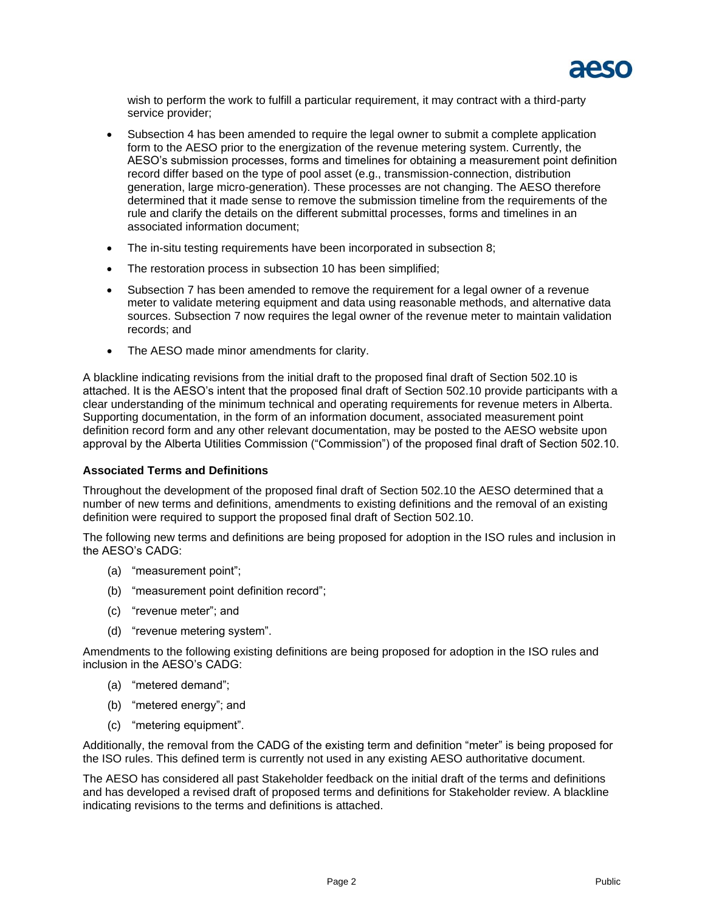wish to perform the work to fulfill a particular requirement, it may contract with a third-party service provider;

- Subsection 4 has been amended to require the legal owner to submit a complete application form to the AESO prior to the energization of the revenue metering system. Currently, the AESO's submission processes, forms and timelines for obtaining a measurement point definition record differ based on the type of pool asset (e.g., transmission-connection, distribution generation, large micro-generation). These processes are not changing. The AESO therefore determined that it made sense to remove the submission timeline from the requirements of the rule and clarify the details on the different submittal processes, forms and timelines in an associated information document;
- The in-situ testing requirements have been incorporated in subsection 8;
- The restoration process in subsection 10 has been simplified;
- Subsection 7 has been amended to remove the requirement for a legal owner of a revenue meter to validate metering equipment and data using reasonable methods, and alternative data sources. Subsection 7 now requires the legal owner of the revenue meter to maintain validation records; and
- The AESO made minor amendments for clarity.

A blackline indicating revisions from the initial draft to the proposed final draft of Section 502.10 is attached. It is the AESO's intent that the proposed final draft of Section 502.10 provide participants with a clear understanding of the minimum technical and operating requirements for revenue meters in Alberta. Supporting documentation, in the form of an information document, associated measurement point definition record form and any other relevant documentation, may be posted to the AESO website upon approval by the Alberta Utilities Commission ("Commission") of the proposed final draft of Section 502.10.

**Associated Terms and Definitions**

Throughout the development of the proposed final draft of Section 502.10 the AESO determined that a number of new terms and definitions, amendments to existing definitions and the removal of an existing definition were required to support the proposed final draft of Section 502.10.

The following new terms and definitions are being proposed for adoption in the ISO rules and inclusion in the AESO's CADG:

(a) "measurement point";

(b) "measurement point definition record";

(c) "revenue meter"; and

(d) "revenue metering system".

Amendments to the following existing definitions are being proposed for adoption in the ISO rules and inclusion in the AESO's CADG:

(a) "metered demand";

(b) "metered energy"; and

(c) "metering equipment".

Additionally, the removal from the CADG of the existing term and definition "meter" is being proposed for the ISO rules. This defined term is currently not used in any existing AESO authoritative document.

The AESO has considered all past Stakeholder feedback on the initial draft of the terms and definitions and has developed a revised draft of proposed terms and definitions for Stakeholder review. A blackline indicating revisions to the terms and definitions is attached.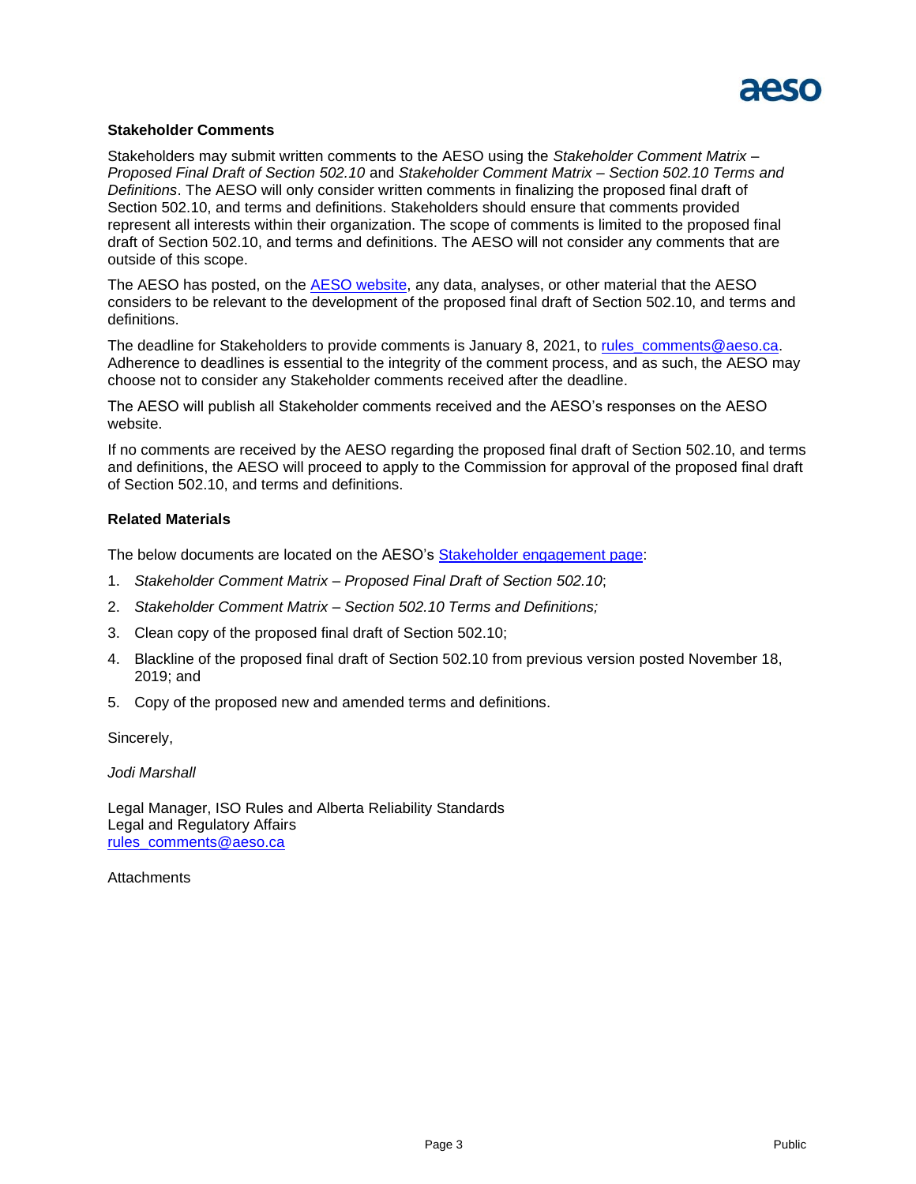**Stakeholder Comments**

Stakeholders may submit written comments to the AESO using the *Stakeholder Comment Matrix – Proposed Final Draft of Section 502.10* and *Stakeholder Comment Matrix – Section 502.10 Terms and Definitions*. The AESO will only consider written comments in finalizing the proposed final draft of Section 502.10, and terms and definitions. Stakeholders should ensure that comments provided represent all interests within their organization. The scope of comments is limited to the proposed final draft of Section 502.10, and terms and definitions. The AESO will not consider any comments that are outside of this scope.

The AESO has posted, on the [AESO website](), any data, analyses, or other material that the AESO considers to be relevant to the development of the proposed final draft of Section 502.10, and terms and definitions.

The deadline for Stakeholders to provide comments is January 8, 2021, to [rules_comments@aeso.ca](mailto:rules_comments@aeso.ca). Adherence to deadlines is essential to the integrity of the comment process, and as such, the AESO may choose not to consider any Stakeholder comments received after the deadline.

The AESO will publish all Stakeholder comments received and the AESO's responses on the AESO website.

If no comments are received by the AESO regarding the proposed final draft of Section 502.10, and terms and definitions, the AESO will proceed to apply to the Commission for approval of the proposed final draft of Section 502.10, and terms and definitions.

**Related Materials**

The below documents are located on the AESO's [Stakeholder engagement page]():

1. *Stakeholder Comment Matrix – Proposed Final Draft of Section 502.10*;
2. *Stakeholder Comment Matrix – Section 502.10 Terms and Definitions;*
3. Clean copy of the proposed final draft of Section 502.10;
4. Blackline of the proposed final draft of Section 502.10 from previous version posted November 18, 2019; and
5. Copy of the proposed new and amended terms and definitions.

Sincerely,

*Jodi Marshall*

Legal Manager, ISO Rules and Alberta Reliability Standards
Legal and Regulatory Affairs
[rules_comments@aeso.ca](mailto:rules_comments@aeso.ca)

Attachments